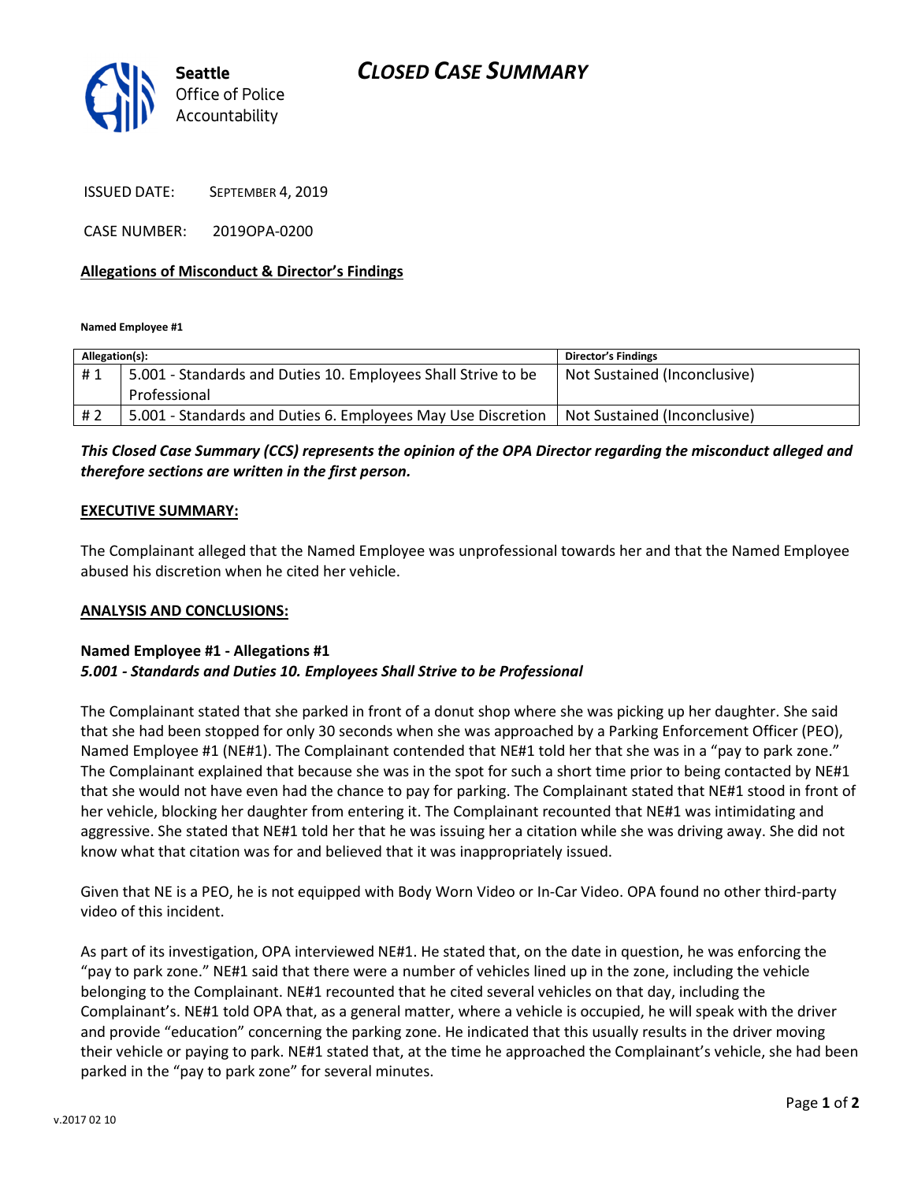Seattle Office of Police Accountability

# CLOSED CASE SUMMARY

ISSUED DATE: SEPTEMBER 4, 2019

CASE NUMBER: 2019OPA-0200

**Allegations of Misconduct & Director's Findings**

**Named Employee #1**

| Allegation(s): | | Director's Findings |
|---|---|---|
| # 1 | 5.001 - Standards and Duties 10. Employees Shall Strive to be Professional | Not Sustained (Inconclusive) |
| # 2 | 5.001 - Standards and Duties 6. Employees May Use Discretion | Not Sustained (Inconclusive) |

***This Closed Case Summary (CCS) represents the opinion of the OPA Director regarding the misconduct alleged and therefore sections are written in the first person.***

**EXECUTIVE SUMMARY:**

The Complainant alleged that the Named Employee was unprofessional towards her and that the Named Employee abused his discretion when he cited her vehicle.

**ANALYSIS AND CONCLUSIONS:**

**Named Employee #1 - Allegations #1**
***5.001 - Standards and Duties 10. Employees Shall Strive to be Professional***

The Complainant stated that she parked in front of a donut shop where she was picking up her daughter. She said that she had been stopped for only 30 seconds when she was approached by a Parking Enforcement Officer (PEO), Named Employee #1 (NE#1). The Complainant contended that NE#1 told her that she was in a "pay to park zone." The Complainant explained that because she was in the spot for such a short time prior to being contacted by NE#1 that she would not have even had the chance to pay for parking. The Complainant stated that NE#1 stood in front of her vehicle, blocking her daughter from entering it. The Complainant recounted that NE#1 was intimidating and aggressive. She stated that NE#1 told her that he was issuing her a citation while she was driving away. She did not know what that citation was for and believed that it was inappropriately issued.

Given that NE is a PEO, he is not equipped with Body Worn Video or In-Car Video. OPA found no other third-party video of this incident.

As part of its investigation, OPA interviewed NE#1. He stated that, on the date in question, he was enforcing the "pay to park zone." NE#1 said that there were a number of vehicles lined up in the zone, including the vehicle belonging to the Complainant. NE#1 recounted that he cited several vehicles on that day, including the Complainant's. NE#1 told OPA that, as a general matter, where a vehicle is occupied, he will speak with the driver and provide "education" concerning the parking zone. He indicated that this usually results in the driver moving their vehicle or paying to park. NE#1 stated that, at the time he approached the Complainant's vehicle, she had been parked in the "pay to park zone" for several minutes.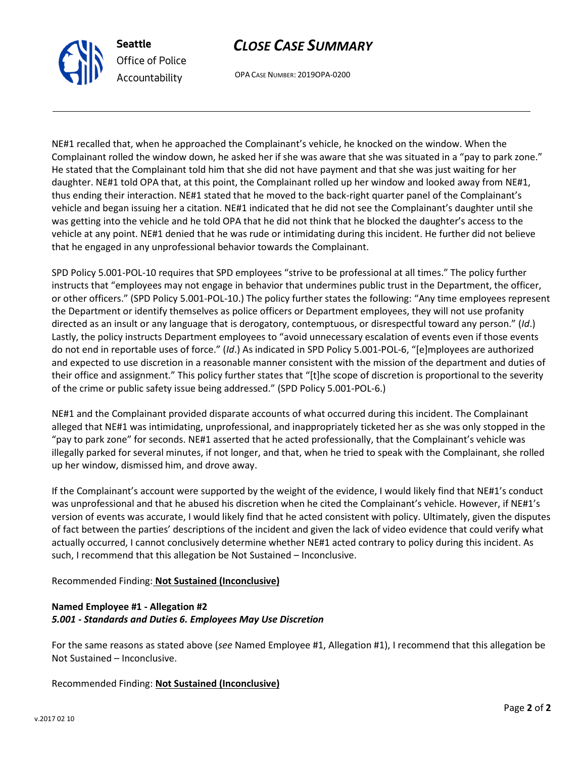NE#1 recalled that, when he approached the Complainant's vehicle, he knocked on the window. When the Complainant rolled the window down, he asked her if she was aware that she was situated in a "pay to park zone." He stated that the Complainant told him that she did not have payment and that she was just waiting for her daughter. NE#1 told OPA that, at this point, the Complainant rolled up her window and looked away from NE#1, thus ending their interaction. NE#1 stated that he moved to the back-right quarter panel of the Complainant's vehicle and began issuing her a citation. NE#1 indicated that he did not see the Complainant's daughter until she was getting into the vehicle and he told OPA that he did not think that he blocked the daughter's access to the vehicle at any point. NE#1 denied that he was rude or intimidating during this incident. He further did not believe that he engaged in any unprofessional behavior towards the Complainant.

SPD Policy 5.001-POL-10 requires that SPD employees "strive to be professional at all times." The policy further instructs that "employees may not engage in behavior that undermines public trust in the Department, the officer, or other officers." (SPD Policy 5.001-POL-10.) The policy further states the following: "Any time employees represent the Department or identify themselves as police officers or Department employees, they will not use profanity directed as an insult or any language that is derogatory, contemptuous, or disrespectful toward any person." (*Id*.) Lastly, the policy instructs Department employees to "avoid unnecessary escalation of events even if those events do not end in reportable uses of force." (*Id*.) As indicated in SPD Policy 5.001-POL-6, "[e]mployees are authorized and expected to use discretion in a reasonable manner consistent with the mission of the department and duties of their office and assignment." This policy further states that "[t]he scope of discretion is proportional to the severity of the crime or public safety issue being addressed." (SPD Policy 5.001-POL-6.)

NE#1 and the Complainant provided disparate accounts of what occurred during this incident. The Complainant alleged that NE#1 was intimidating, unprofessional, and inappropriately ticketed her as she was only stopped in the "pay to park zone" for seconds. NE#1 asserted that he acted professionally, that the Complainant's vehicle was illegally parked for several minutes, if not longer, and that, when he tried to speak with the Complainant, she rolled up her window, dismissed him, and drove away.

If the Complainant's account were supported by the weight of the evidence, I would likely find that NE#1's conduct was unprofessional and that he abused his discretion when he cited the Complainant's vehicle. However, if NE#1's version of events was accurate, I would likely find that he acted consistent with policy. Ultimately, given the disputes of fact between the parties' descriptions of the incident and given the lack of video evidence that could verify what actually occurred, I cannot conclusively determine whether NE#1 acted contrary to policy during this incident. As such, I recommend that this allegation be Not Sustained – Inconclusive.

Recommended Finding: **Not Sustained (Inconclusive)**

**Named Employee #1 - Allegation #2**
***5.001 - Standards and Duties 6. Employees May Use Discretion***

For the same reasons as stated above (*see* Named Employee #1, Allegation #1), I recommend that this allegation be Not Sustained – Inconclusive.

Recommended Finding: **Not Sustained (Inconclusive)**